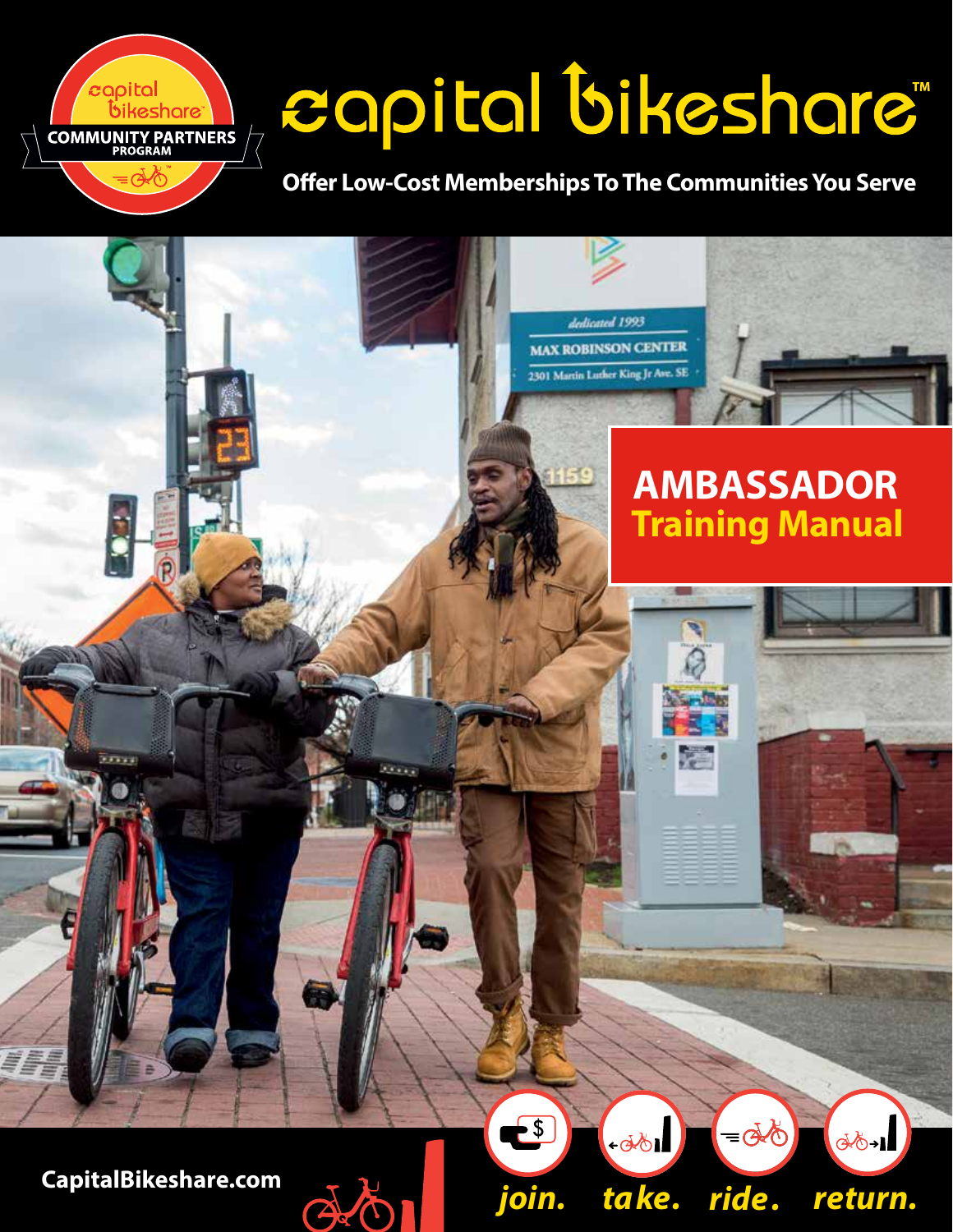capital bikeshare COMMUNITY PARTNERS PROGRAM

# capital bikeshare™

**Offer Low-Cost Memberships To The Communities You Serve**

# AMBASSADOR
## Training Manual

CapitalBikeshare.com

*join. take. ride. return.*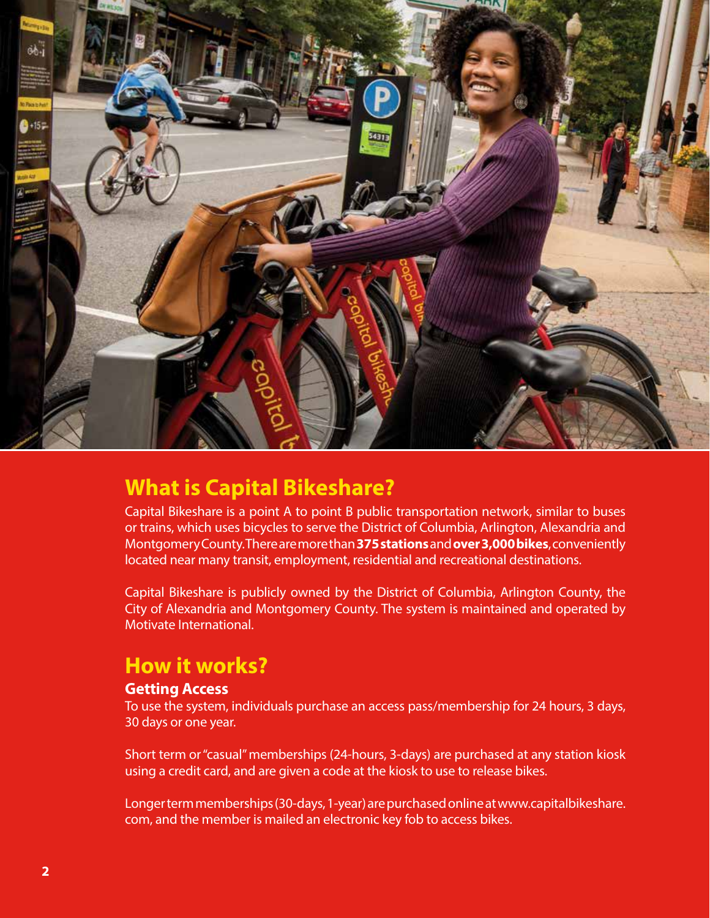## What is Capital Bikeshare?

Capital Bikeshare is a point A to point B public transportation network, similar to buses or trains, which uses bicycles to serve the District of Columbia, Arlington, Alexandria and Montgomery County. There are more than **375 stations** and **over 3,000 bikes**, conveniently located near many transit, employment, residential and recreational destinations.

Capital Bikeshare is publicly owned by the District of Columbia, Arlington County, the City of Alexandria and Montgomery County. The system is maintained and operated by Motivate International.

## How it works?

### Getting Access

To use the system, individuals purchase an access pass/membership for 24 hours, 3 days, 30 days or one year.

Short term or "casual" memberships (24-hours, 3-days) are purchased at any station kiosk using a credit card, and are given a code at the kiosk to use to release bikes.

Longer term memberships (30-days, 1-year) are purchased online at www.capitalbikeshare.com, and the member is mailed an electronic key fob to access bikes.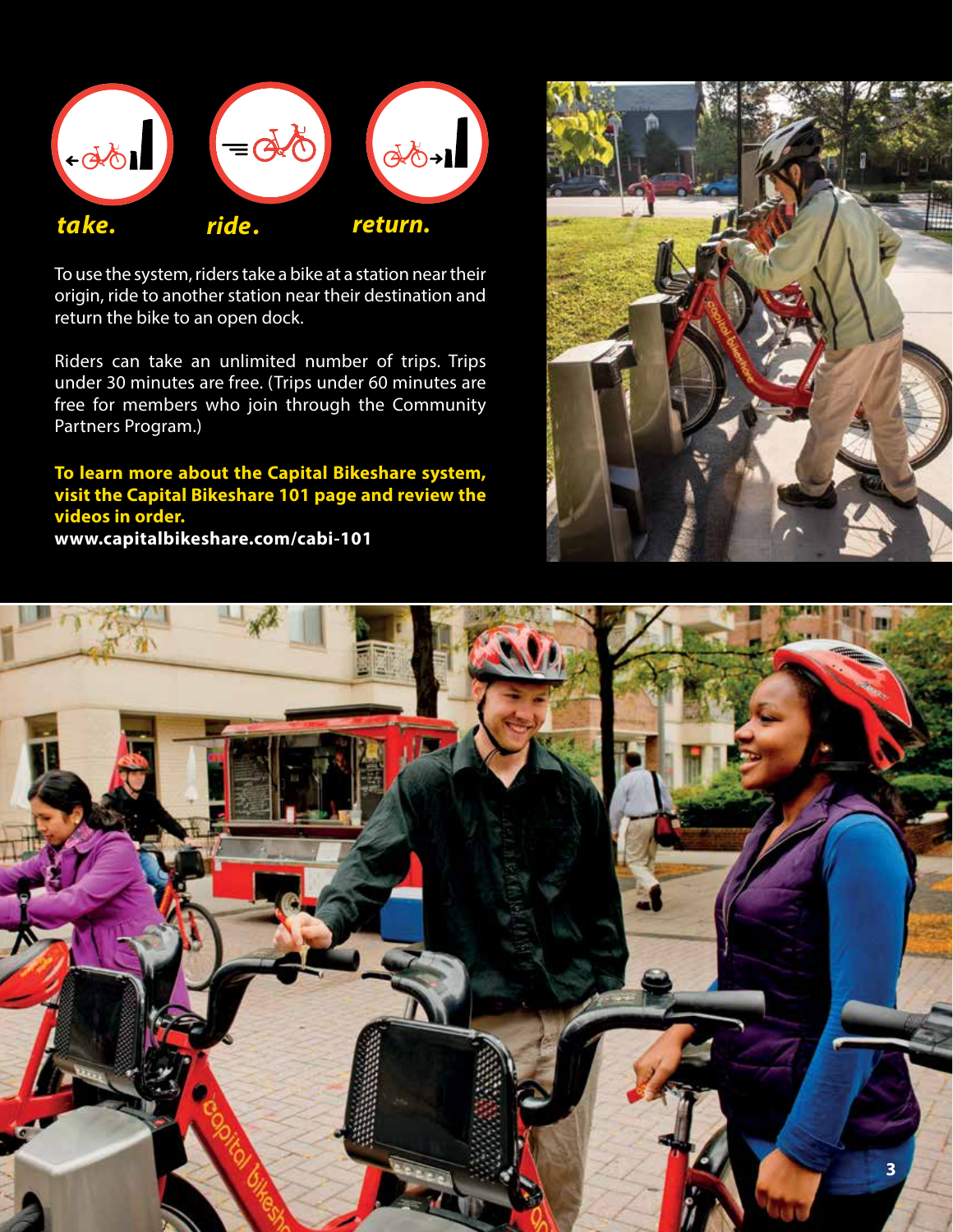*take.* *ride.* *return.*

To use the system, riders take a bike at a station near their origin, ride to another station near their destination and return the bike to an open dock.

Riders can take an unlimited number of trips. Trips under 30 minutes are free. (Trips under 60 minutes are free for members who join through the Community Partners Program.)

**To learn more about the Capital Bikeshare system, visit the Capital Bikeshare 101 page and review the videos in order.**
**www.capitalbikeshare.com/cabi-101**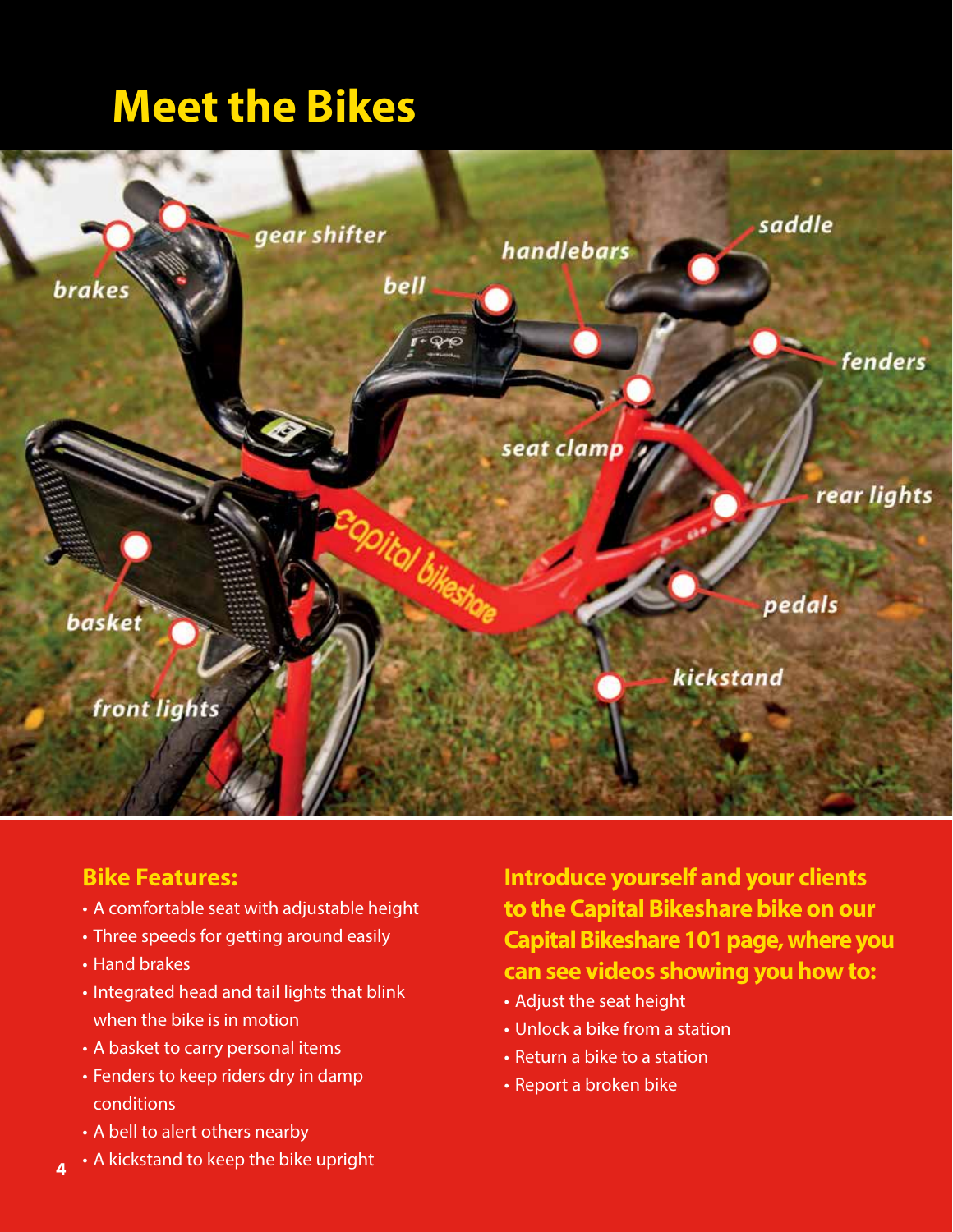# Meet the Bikes

brakes

gear shifter

bell

handlebars

saddle

fenders

seat clamp

rear lights

pedals

kickstand

basket

front lights

### Bike Features:

- A comfortable seat with adjustable height
- Three speeds for getting around easily
- Hand brakes
- Integrated head and tail lights that blink when the bike is in motion
- A basket to carry personal items
- Fenders to keep riders dry in damp conditions
- A bell to alert others nearby
- A kickstand to keep the bike upright

### Introduce yourself and your clients to the Capital Bikeshare bike on our Capital Bikeshare 101 page, where you can see videos showing you how to:

- Adjust the seat height
- Unlock a bike from a station
- Return a bike to a station
- Report a broken bike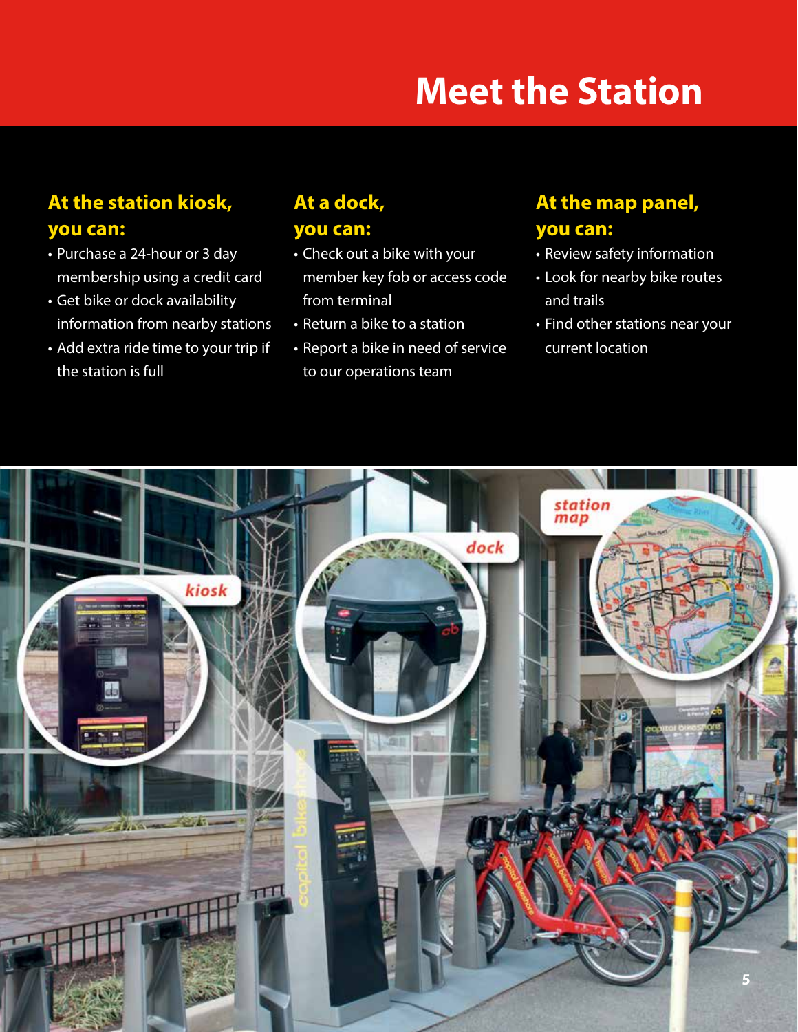# Meet the Station

### At the station kiosk, you can:

- Purchase a 24-hour or 3 day membership using a credit card
- Get bike or dock availability information from nearby stations
- Add extra ride time to your trip if the station is full

### At a dock, you can:

- Check out a bike with your member key fob or access code from terminal
- Return a bike to a station
- Report a bike in need of service to our operations team

### At the map panel, you can:

- Review safety information
- Look for nearby bike routes and trails
- Find other stations near your current location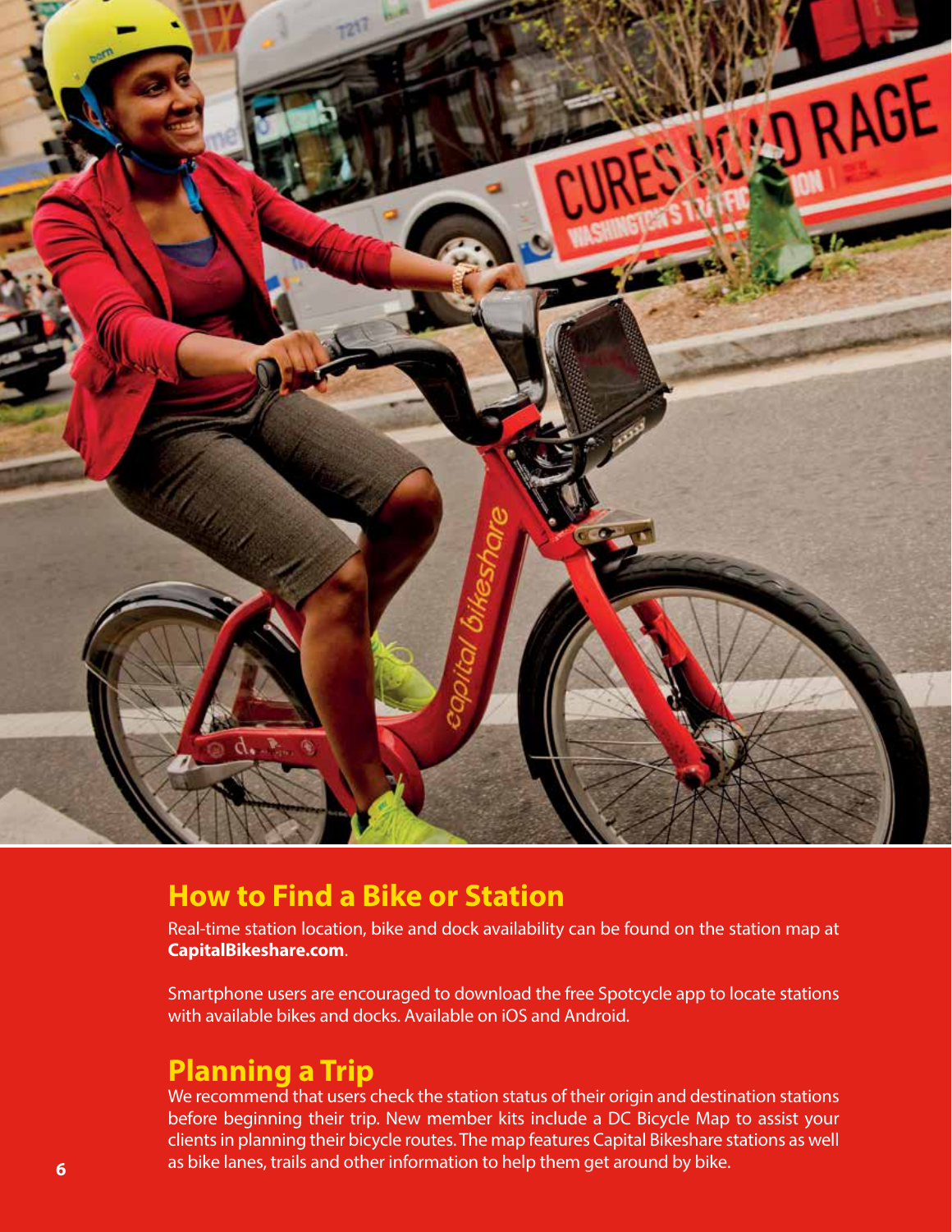## How to Find a Bike or Station

Real-time station location, bike and dock availability can be found on the station map at **CapitalBikeshare.com**.

Smartphone users are encouraged to download the free Spotcycle app to locate stations with available bikes and docks. Available on iOS and Android.

## Planning a Trip

We recommend that users check the station status of their origin and destination stations before beginning their trip. New member kits include a DC Bicycle Map to assist your clients in planning their bicycle routes. The map features Capital Bikeshare stations as well as bike lanes, trails and other information to help them get around by bike.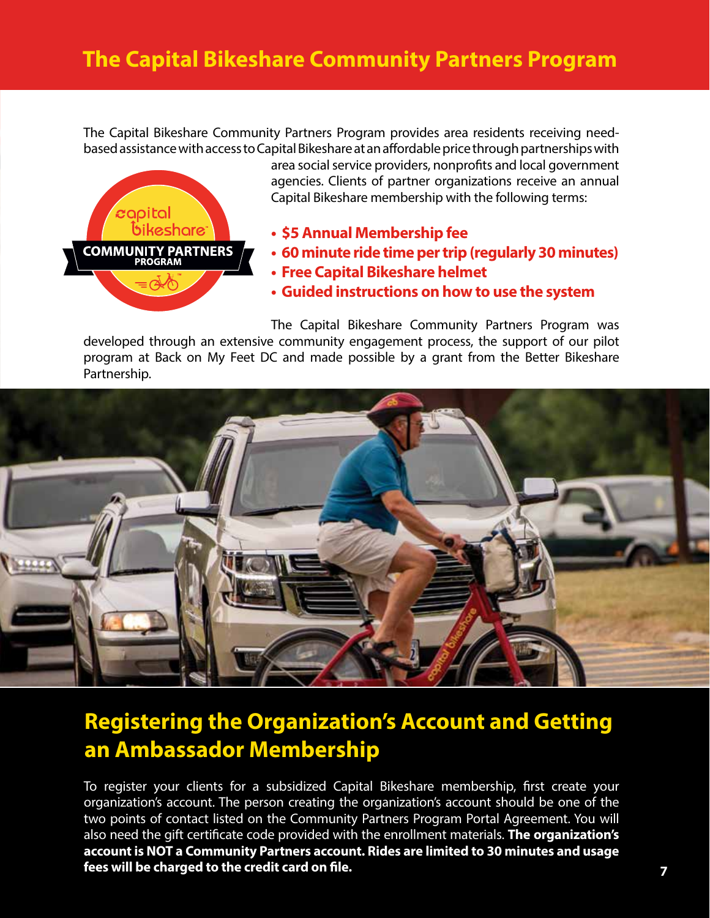# The Capital Bikeshare Community Partners Program

The Capital Bikeshare Community Partners Program provides area residents receiving need-based assistance with access to Capital Bikeshare at an affordable price through partnerships with area social service providers, nonprofits and local government agencies. Clients of partner organizations receive an annual Capital Bikeshare membership with the following terms:

- **$5 Annual Membership fee**
- **60 minute ride time per trip (regularly 30 minutes)**
- **Free Capital Bikeshare helmet**
- **Guided instructions on how to use the system**

The Capital Bikeshare Community Partners Program was developed through an extensive community engagement process, the support of our pilot program at Back on My Feet DC and made possible by a grant from the Better Bikeshare Partnership.

## Registering the Organization's Account and Getting an Ambassador Membership

To register your clients for a subsidized Capital Bikeshare membership, first create your organization's account. The person creating the organization's account should be one of the two points of contact listed on the Community Partners Program Portal Agreement. You will also need the gift certificate code provided with the enrollment materials. **The organization's account is NOT a Community Partners account. Rides are limited to 30 minutes and usage fees will be charged to the credit card on file.**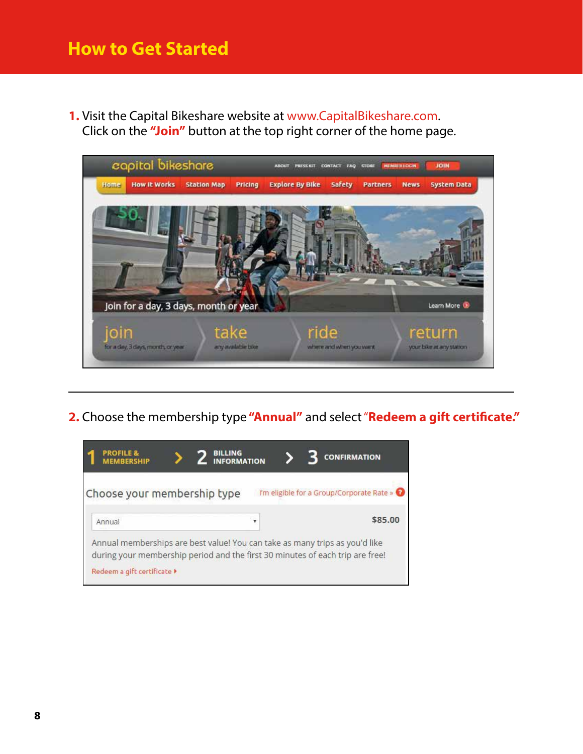# How to Get Started

**1.** Visit the Capital Bikeshare website at www.CapitalBikeshare.com. Click on the **"Join"** button at the top right corner of the home page.

**2.** Choose the membership type **"Annual"** and select "**Redeem a gift certificate.**"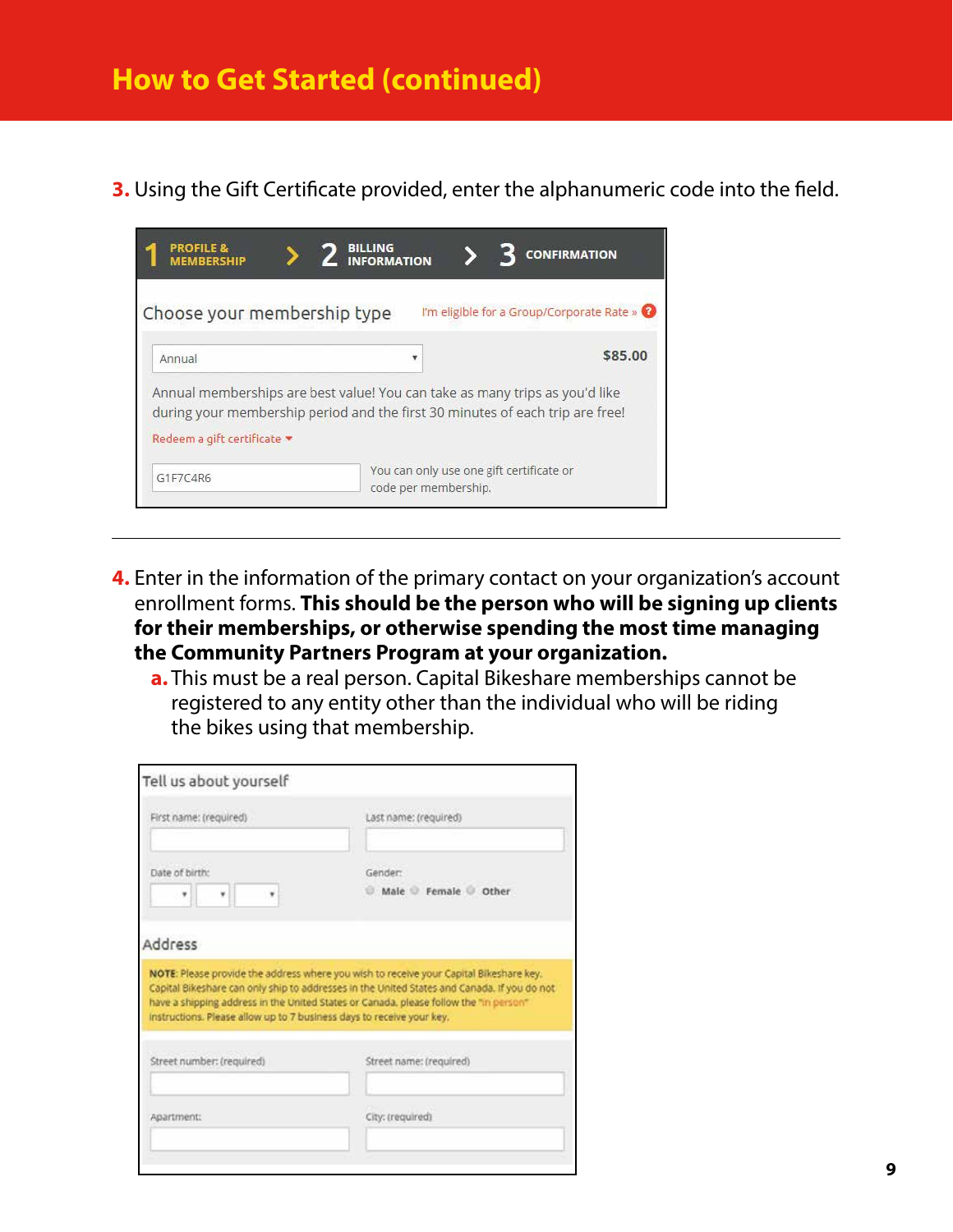# How to Get Started (continued)

3. Using the Gift Certificate provided, enter the alphanumeric code into the field.

1 PROFILE & MEMBERSHIP > 2 BILLING INFORMATION > 3 CONFIRMATION

Choose your membership type — I'm eligible for a Group/Corporate Rate »

Annual — $85.00

Annual memberships are best value! You can take as many trips as you'd like during your membership period and the first 30 minutes of each trip are free!

Redeem a gift certificate

G1F7C4R6 — You can only use one gift certificate or code per membership.

---

4. Enter in the information of the primary contact on your organization's account enrollment forms. **This should be the person who will be signing up clients for their memberships, or otherwise spending the most time managing the Community Partners Program at your organization.**
   a. This must be a real person. Capital Bikeshare memberships cannot be registered to any entity other than the individual who will be riding the bikes using that membership.

Tell us about yourself

First name: (required) | Last name: (required)

Date of birth: | Gender: Male Female Other

Address

NOTE: Please provide the address where you wish to receive your Capital Bikeshare key. Capital Bikeshare can only ship to addresses in the United States and Canada. If you do not have a shipping address in the United States or Canada, please follow the "in person" instructions. Please allow up to 7 business days to receive your key.

Street number: (required) | Street name: (required)

Apartment: | City: (required)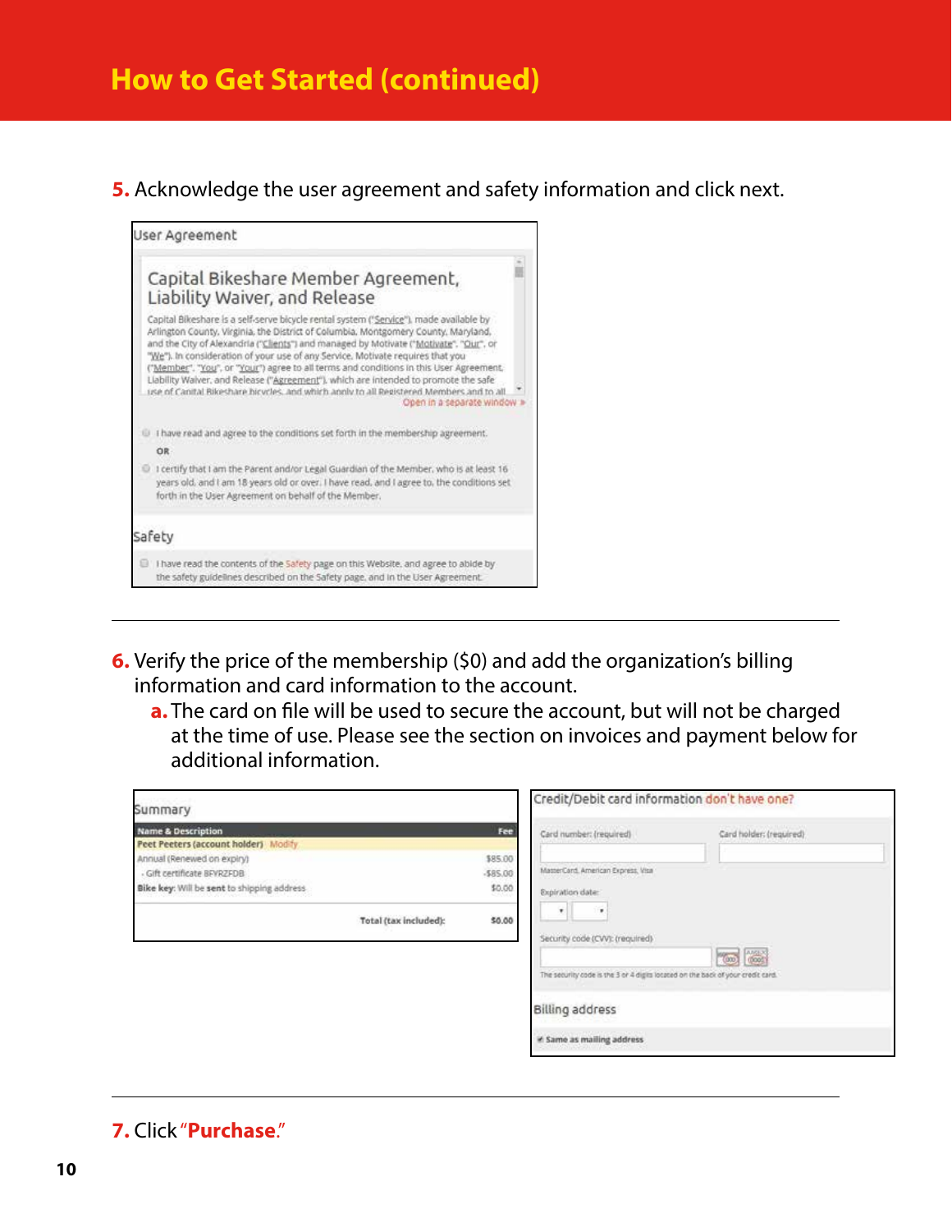# How to Get Started (continued)

**5.** Acknowledge the user agreement and safety information and click next.

User Agreement

Capital Bikeshare Member Agreement, Liability Waiver, and Release

Capital Bikeshare is a self-serve bicycle rental system ("Service"), made available by Arlington County, Virginia, the District of Columbia, Montgomery County, Maryland, and the City of Alexandria ("Clients") and managed by Motivate ("Motivate", "Our", or "We"). In consideration of your use of any Service, Motivate requires that you ("Member", "You", or "Your") agree to all terms and conditions in this User Agreement, Liability Waiver, and Release ("Agreement"), which are intended to promote the safe use of Capital Bikeshare bicycles, and which apply to all Registered Members and to all

Open in a separate window »

I have read and agree to the conditions set forth in the membership agreement.

OR

I certify that I am the Parent and/or Legal Guardian of the Member, who is at least 16 years old, and I am 18 years old or over. I have read, and I agree to, the conditions set forth in the User Agreement on behalf of the Member.

Safety

I have read the contents of the Safety page on this Website, and agree to abide by the safety guidelines described on the Safety page, and in the User Agreement.

---

**6.** Verify the price of the membership ($0) and add the organization's billing information and card information to the account.

**a.** The card on file will be used to secure the account, but will not be charged at the time of use. Please see the section on invoices and payment below for additional information.

Summary

| Name & Description | Fee |
|---|---|
| Peet Peeters (account holder) Modify | |
| Annual (Renewed on expiry) | $85.00 |
| - Gift certificate 8FYRZFDB | -$85.00 |
| Bike key: Will be sent to shipping address | $0.00 |
| Total (tax included): | $0.00 |

Credit/Debit card information don't have one?

Card number: (required)

Card holder: (required)

MasterCard, American Express, Visa

Expiration date:

Security code (CVV): (required)

The security code is the 3 or 4 digits located on the back of your credit card.

Billing address

Same as mailing address

---

**7.** Click "**Purchase**."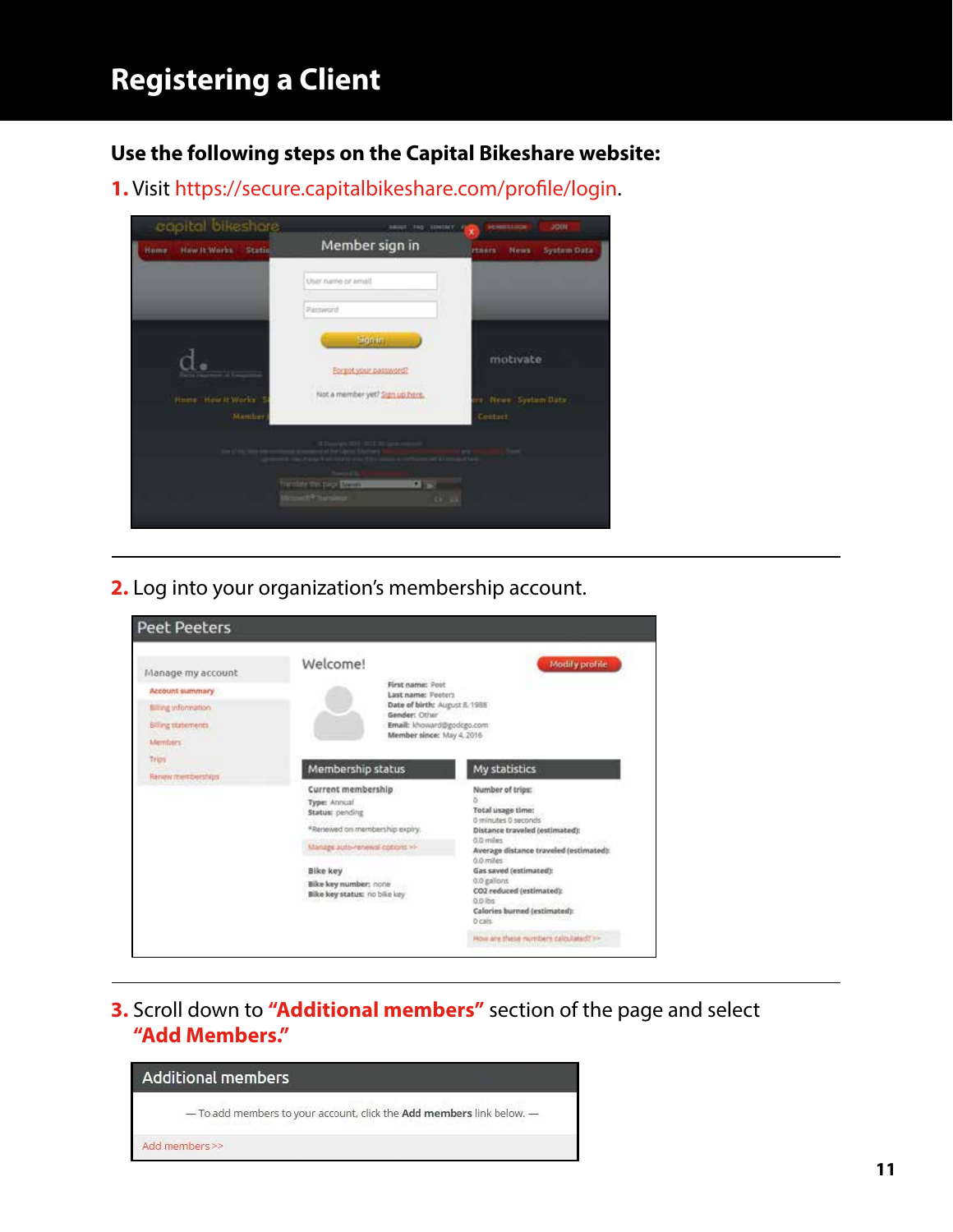# Registering a Client

**Use the following steps on the Capital Bikeshare website:**

1. Visit https://secure.capitalbikeshare.com/profile/login.

2. Log into your organization's membership account.

3. Scroll down to **"Additional members"** section of the page and select **"Add Members."**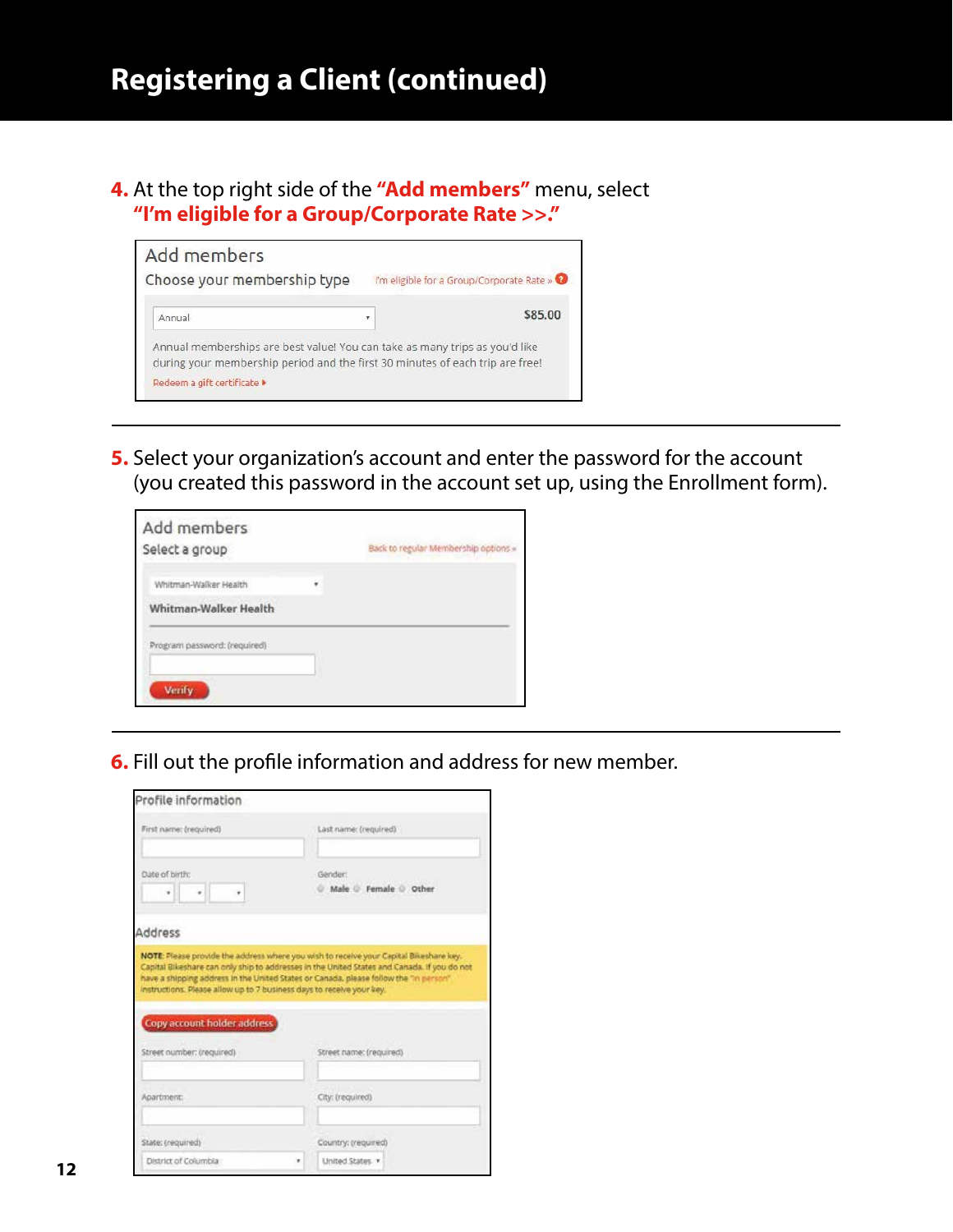# Registering a Client (continued)

**4.** At the top right side of the **"Add members"** menu, select **"I'm eligible for a Group/Corporate Rate >>."**

Add members

Choose your membership type

I'm eligible for a Group/Corporate Rate »

Annual

$85.00

Annual memberships are best value! You can take as many trips as you'd like during your membership period and the first 30 minutes of each trip are free!

Redeem a gift certificate

---

**5.** Select your organization's account and enter the password for the account (you created this password in the account set up, using the Enrollment form).

Add members

Select a group

Back to regular Membership options »

Whitman-Walker Health

**Whitman-Walker Health**

Program password: (required)

Verify

---

**6.** Fill out the profile information and address for new member.

Profile information

First name: (required)

Last name: (required)

Date of birth:

Gender: Male Female Other

Address

**NOTE:** Please provide the address where you wish to receive your Capital Bikeshare key. Capital Bikeshare can only ship to addresses in the United States and Canada. If you do not have a shipping address in the United States or Canada, please follow the "in person" instructions. Please allow up to 7 business days to receive your key.

Copy account holder address

Street number: (required)

Street name: (required)

Apartment:

City: (required)

State: (required) District of Columbia

Country: (required) United States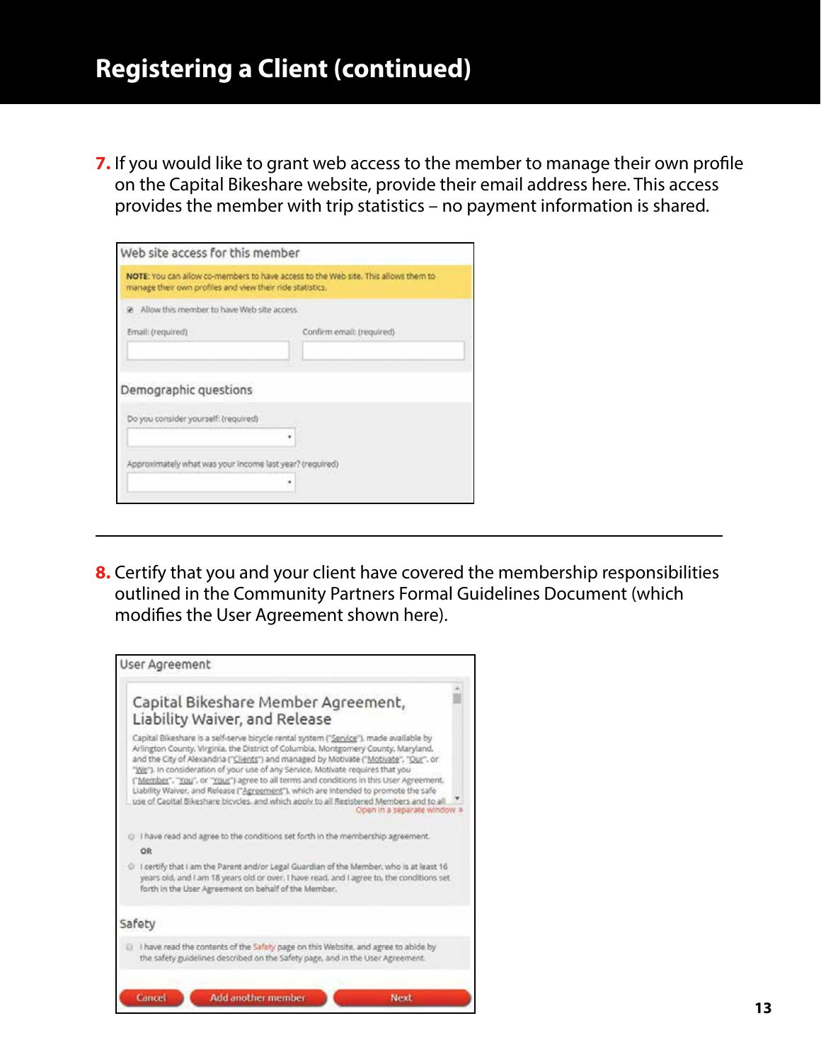# Registering a Client (continued)

**7.** If you would like to grant web access to the member to manage their own profile on the Capital Bikeshare website, provide their email address here. This access provides the member with trip statistics – no payment information is shared.

Web site access for this member

**NOTE**: You can allow co-members to have access to the Web site. This allows them to manage their own profiles and view their ride statistics.

Allow this member to have Web site access

Email: (required)

Confirm email: (required)

Demographic questions

Do you consider yourself: (required)

Approximately what was your income last year? (required)

---

**8.** Certify that you and your client have covered the membership responsibilities outlined in the Community Partners Formal Guidelines Document (which modifies the User Agreement shown here).

User Agreement

Capital Bikeshare Member Agreement, Liability Waiver, and Release

Capital Bikeshare is a self-serve bicycle rental system ("Service"), made available by Arlington County, Virginia, the District of Columbia, Montgomery County, Maryland, and the City of Alexandria ("Clients") and managed by Motivate ("Motivate", "Our", or "We"). In consideration of your use of any Service, Motivate requires that you ("Member", "You", or "Your") agree to all terms and conditions in this User Agreement, Liability Waiver, and Release ("Agreement"), which are intended to promote the safe use of Capital Bikeshare bicycles, and which apply to all Registered Members and to all

Open in a separate window »

I have read and agree to the conditions set forth in the membership agreement.

OR

I certify that I am the Parent and/or Legal Guardian of the Member, who is at least 16 years old, and I am 18 years old or over. I have read, and I agree to, the conditions set forth in the User Agreement on behalf of the Member.

Safety

I have read the contents of the Safety page on this Website, and agree to abide by the safety guidelines described on the Safety page, and in the User Agreement.

Cancel | Add another member | Next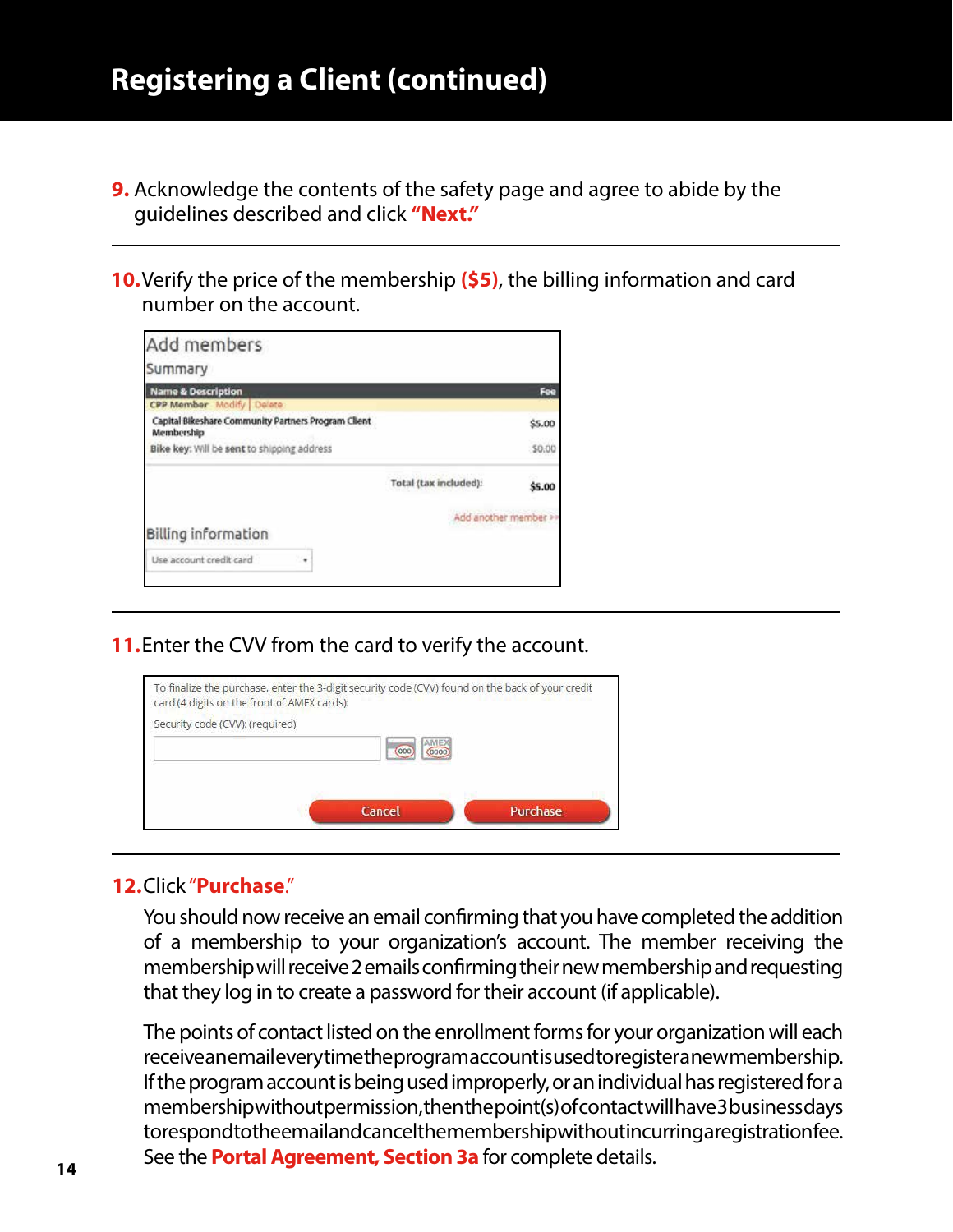# Registering a Client (continued)

**9.** Acknowledge the contents of the safety page and agree to abide by the guidelines described and click **"Next."**

---

**10.** Verify the price of the membership **($5)**, the billing information and card number on the account.

Add members

Summary

| Name & Description | Fee |
|---|---|
| CPP Member Modify \| Delete | |
| Capital Bikeshare Community Partners Program Client Membership | $5.00 |
| Bike key: Will be sent to shipping address | $0.00 |
| Total (tax included): | $5.00 |

Add another member >>

Billing information

Use account credit card

---

**11.** Enter the CVV from the card to verify the account.

To finalize the purchase, enter the 3-digit security code (CVV) found on the back of your credit card (4 digits on the front of AMEX cards):

Security code (CVV): (required)

Cancel | Purchase

---

**12.** Click "**Purchase**."

You should now receive an email confirming that you have completed the addition of a membership to your organization's account. The member receiving the membership will receive 2 emails confirming their new membership and requesting that they log in to create a password for their account (if applicable).

The points of contact listed on the enrollment forms for your organization will each receive an email every time the program account is used to register a new membership. If the program account is being used improperly, or an individual has registered for a membership without permission, then the point(s) of contact will have 3 business days to respond to the email and cancel the membership without incurring a registration fee. See the **Portal Agreement, Section 3a** for complete details.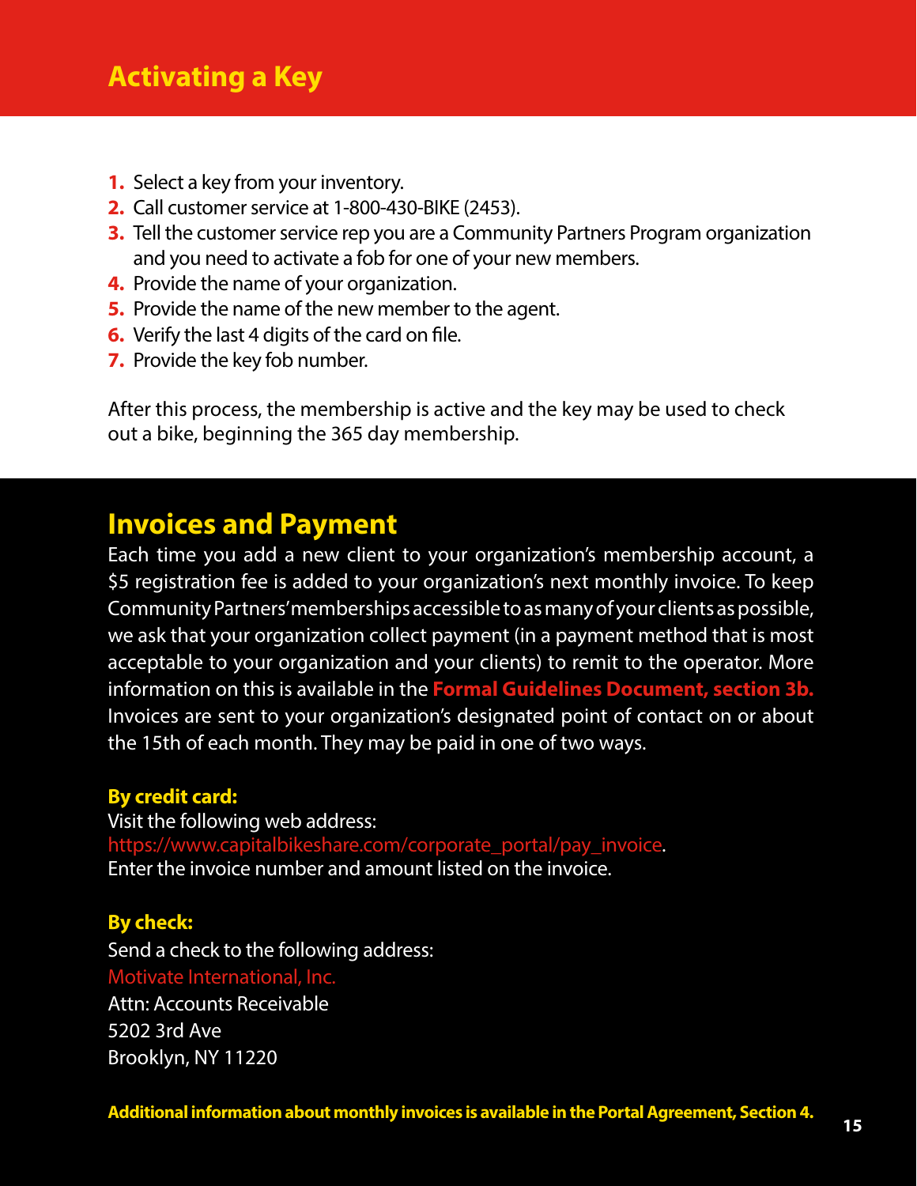## Activating a Key

1. Select a key from your inventory.
2. Call customer service at 1-800-430-BIKE (2453).
3. Tell the customer service rep you are a Community Partners Program organization and you need to activate a fob for one of your new members.
4. Provide the name of your organization.
5. Provide the name of the new member to the agent.
6. Verify the last 4 digits of the card on file.
7. Provide the key fob number.

After this process, the membership is active and the key may be used to check out a bike, beginning the 365 day membership.

## Invoices and Payment

Each time you add a new client to your organization's membership account, a $5 registration fee is added to your organization's next monthly invoice. To keep Community Partners' memberships accessible to as many of your clients as possible, we ask that your organization collect payment (in a payment method that is most acceptable to your organization and your clients) to remit to the operator. More information on this is available in the **Formal Guidelines Document, section 3b.** Invoices are sent to your organization's designated point of contact on or about the 15th of each month. They may be paid in one of two ways.

**By credit card:**
Visit the following web address:
https://www.capitalbikeshare.com/corporate_portal/pay_invoice.
Enter the invoice number and amount listed on the invoice.

**By check:**
Send a check to the following address:
Motivate International, Inc.
Attn: Accounts Receivable
5202 3rd Ave
Brooklyn, NY 11220

**Additional information about monthly invoices is available in the Portal Agreement, Section 4.**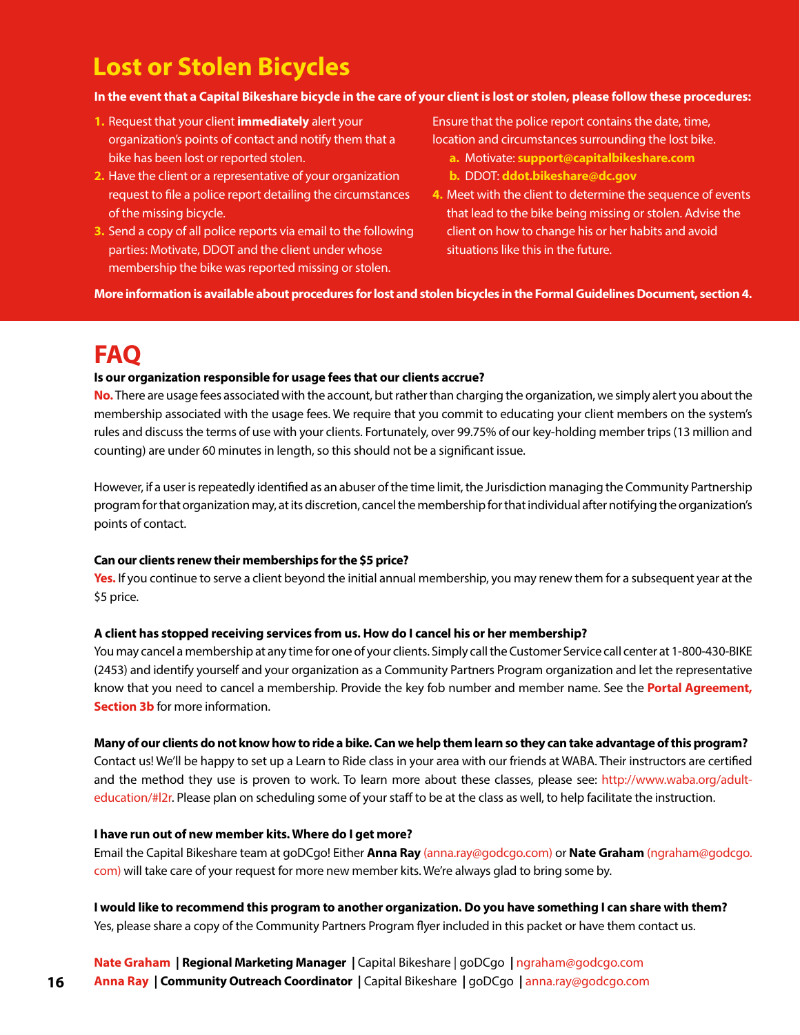# Lost or Stolen Bicycles

**In the event that a Capital Bikeshare bicycle in the care of your client is lost or stolen, please follow these procedures:**

1. Request that your client **immediately** alert your organization's points of contact and notify them that a bike has been lost or reported stolen.
2. Have the client or a representative of your organization request to file a police report detailing the circumstances of the missing bicycle.
3. Send a copy of all police reports via email to the following parties: Motivate, DDOT and the client under whose membership the bike was reported missing or stolen. Ensure that the police report contains the date, time, location and circumstances surrounding the lost bike.
   a. Motivate: **support@capitalbikeshare.com**
   b. DDOT: **ddot.bikeshare@dc.gov**
4. Meet with the client to determine the sequence of events that lead to the bike being missing or stolen. Advise the client on how to change his or her habits and avoid situations like this in the future.

**More information is available about procedures for lost and stolen bicycles in the Formal Guidelines Document, section 4.**

# FAQ

**Is our organization responsible for usage fees that our clients accrue?**

**No.** There are usage fees associated with the account, but rather than charging the organization, we simply alert you about the membership associated with the usage fees. We require that you commit to educating your client members on the system's rules and discuss the terms of use with your clients. Fortunately, over 99.75% of our key-holding member trips (13 million and counting) are under 60 minutes in length, so this should not be a significant issue.

However, if a user is repeatedly identified as an abuser of the time limit, the Jurisdiction managing the Community Partnership program for that organization may, at its discretion, cancel the membership for that individual after notifying the organization's points of contact.

**Can our clients renew their memberships for the $5 price?**

**Yes.** If you continue to serve a client beyond the initial annual membership, you may renew them for a subsequent year at the $5 price.

**A client has stopped receiving services from us. How do I cancel his or her membership?**

You may cancel a membership at any time for one of your clients. Simply call the Customer Service call center at 1-800-430-BIKE (2453) and identify yourself and your organization as a Community Partners Program organization and let the representative know that you need to cancel a membership. Provide the key fob number and member name. See the **Portal Agreement, Section 3b** for more information.

**Many of our clients do not know how to ride a bike. Can we help them learn so they can take advantage of this program?**

Contact us! We'll be happy to set up a Learn to Ride class in your area with our friends at WABA. Their instructors are certified and the method they use is proven to work. To learn more about these classes, please see: http://www.waba.org/adult-education/#l2r. Please plan on scheduling some of your staff to be at the class as well, to help facilitate the instruction.

**I have run out of new member kits. Where do I get more?**

Email the Capital Bikeshare team at goDCgo! Either **Anna Ray** (anna.ray@godcgo.com) or **Nate Graham** (ngraham@godcgo.com) will take care of your request for more new member kits. We're always glad to bring some by.

**I would like to recommend this program to another organization. Do you have something I can share with them?**

Yes, please share a copy of the Community Partners Program flyer included in this packet or have them contact us.

**Nate Graham** | **Regional Marketing Manager** | Capital Bikeshare | goDCgo | ngraham@godcgo.com
**Anna Ray** | **Community Outreach Coordinator** | Capital Bikeshare | goDCgo | anna.ray@godcgo.com